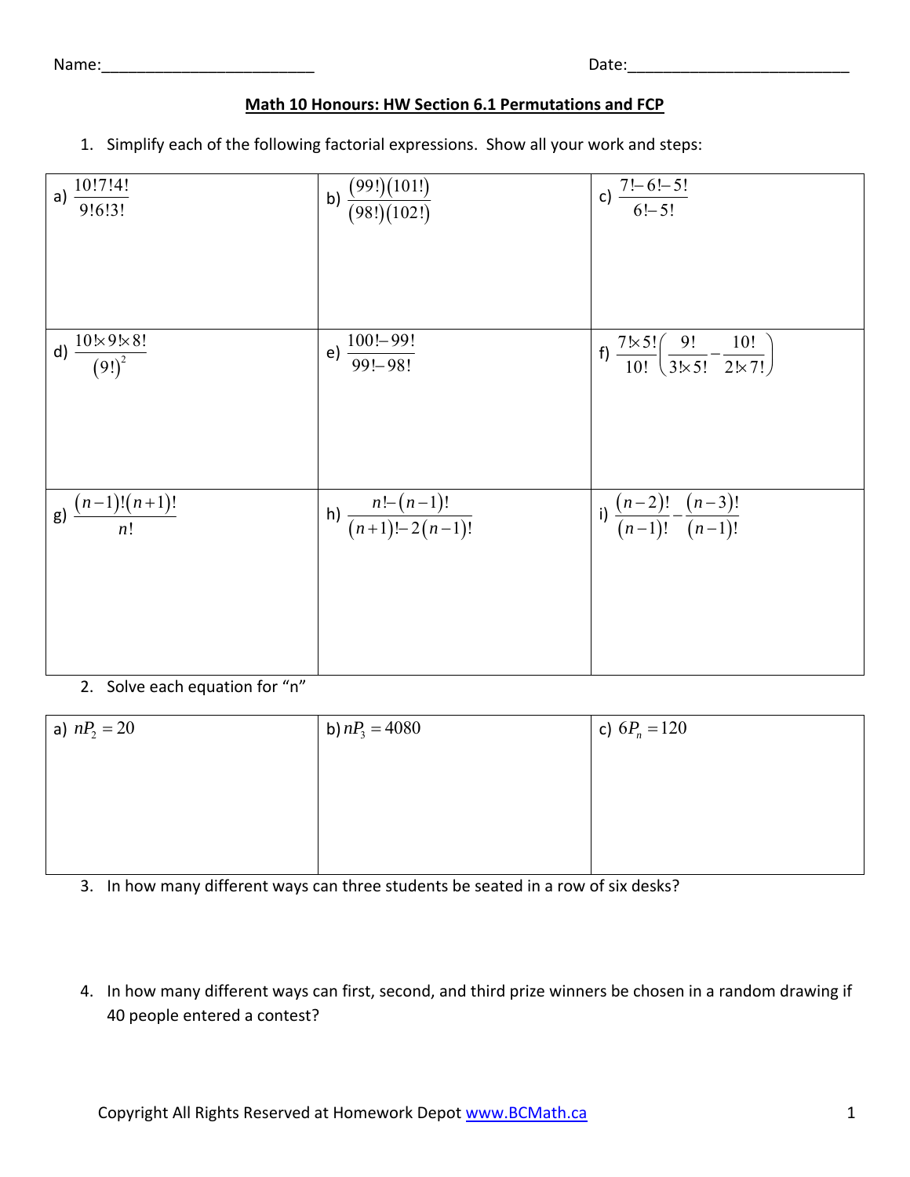Name:________________________ Date:_________________________

**Math 10 Honours: HW Section 6.1 Permutations and FCP**

1. Simplify each of the following factorial expressions. Show all your work and steps:

| | | |
|---|---|---|
| a) $\dfrac{10!7!4!}{9!6!3!}$ | b) $\dfrac{(99!)(101!)}{(98!)(102!)}$ | c) $\dfrac{7!-6!-5!}{6!-5!}$ |
| d) $\dfrac{10!\times 9!\times 8!}{(9!)^2}$ | e) $\dfrac{100!-99!}{99!-98!}$ | f) $\dfrac{7!\times 5!}{10!}\left(\dfrac{9!}{3!\times 5!}-\dfrac{10!}{2!\times 7!}\right)$ |
| g) $\dfrac{(n-1)!(n+1)!}{n!}$ | h) $\dfrac{n!-(n-1)!}{(n+1)!-2(n-1)!}$ | i) $\dfrac{(n-2)!}{(n-1)!}-\dfrac{(n-3)!}{(n-1)!}$ |

2. Solve each equation for "n"

| | | |
|---|---|---|
| a) $nP_2 = 20$ | b) $nP_3 = 4080$ | c) $6P_n = 120$ |

3. In how many different ways can three students be seated in a row of six desks?

4. In how many different ways can first, second, and third prize winners be chosen in a random drawing if 40 people entered a contest?

Copyright All Rights Reserved at Homework Depot www.BCMath.ca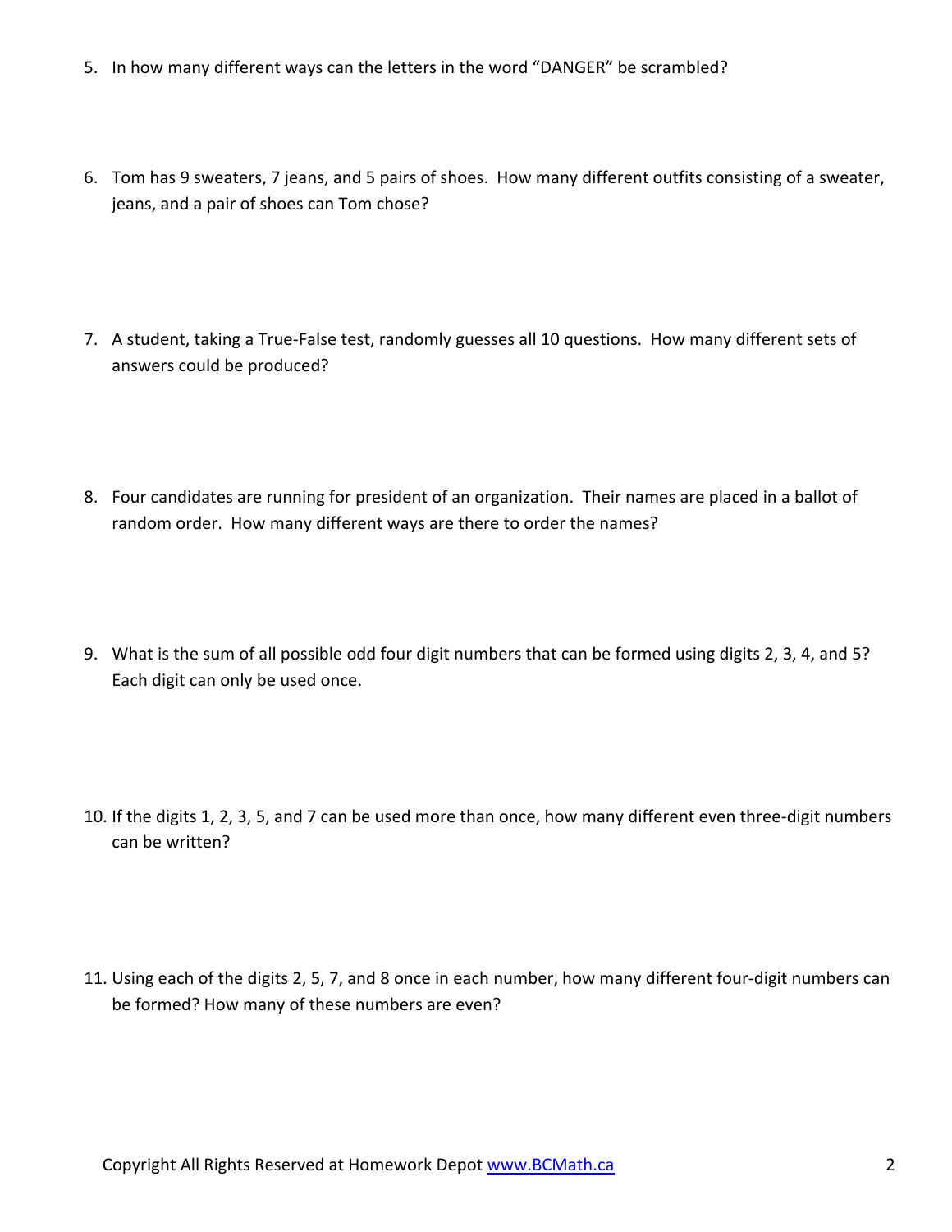5. In how many different ways can the letters in the word "DANGER" be scrambled?

6. Tom has 9 sweaters, 7 jeans, and 5 pairs of shoes. How many different outfits consisting of a sweater, jeans, and a pair of shoes can Tom chose?

7. A student, taking a True-False test, randomly guesses all 10 questions. How many different sets of answers could be produced?

8. Four candidates are running for president of an organization. Their names are placed in a ballot of random order. How many different ways are there to order the names?

9. What is the sum of all possible odd four digit numbers that can be formed using digits 2, 3, 4, and 5? Each digit can only be used once.

10. If the digits 1, 2, 3, 5, and 7 can be used more than once, how many different even three-digit numbers can be written?

11. Using each of the digits 2, 5, 7, and 8 once in each number, how many different four-digit numbers can be formed? How many of these numbers are even?

Copyright All Rights Reserved at Homework Depot www.BCMath.ca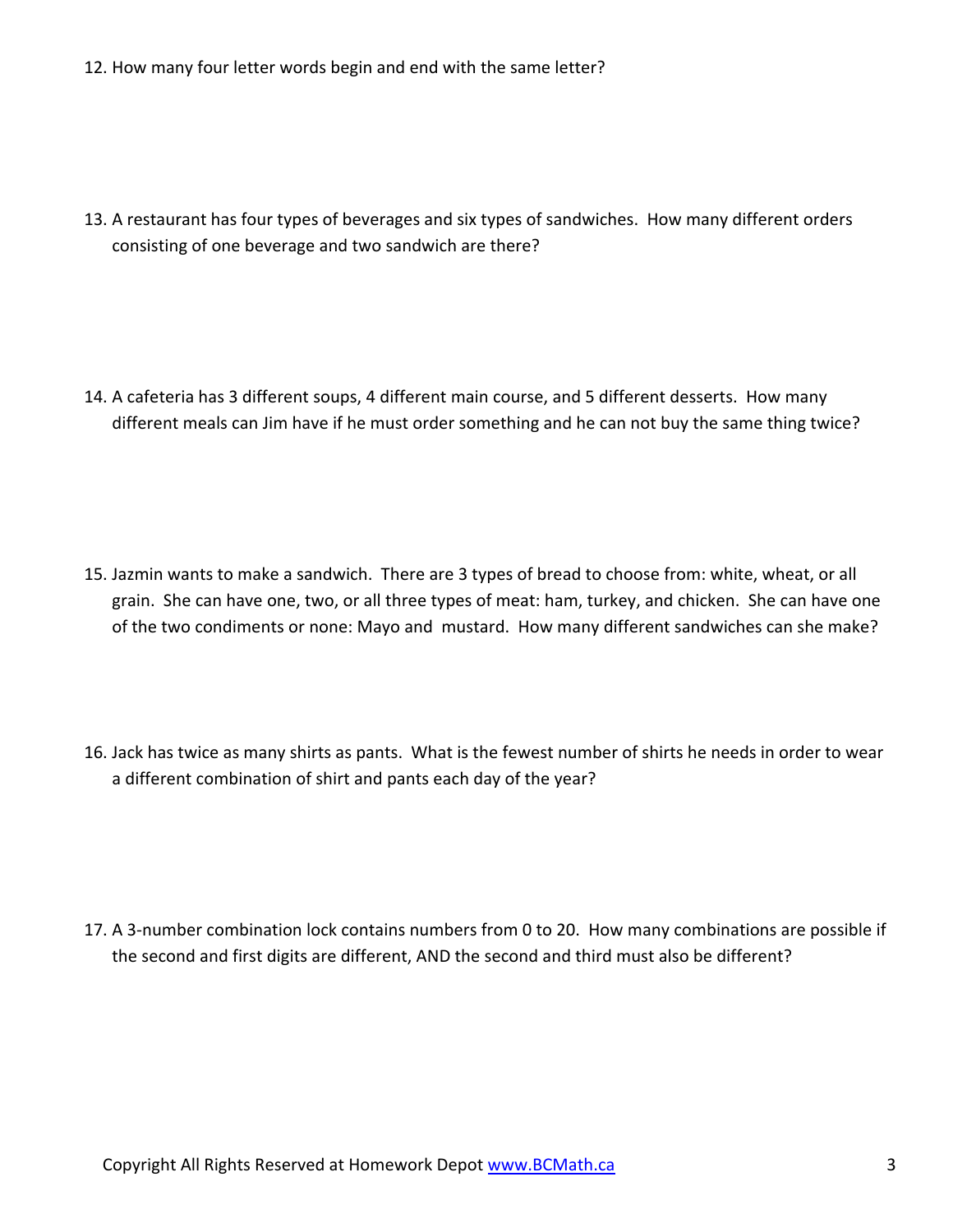12. How many four letter words begin and end with the same letter?

13. A restaurant has four types of beverages and six types of sandwiches. How many different orders consisting of one beverage and two sandwich are there?

14. A cafeteria has 3 different soups, 4 different main course, and 5 different desserts. How many different meals can Jim have if he must order something and he can not buy the same thing twice?

15. Jazmin wants to make a sandwich. There are 3 types of bread to choose from: white, wheat, or all grain. She can have one, two, or all three types of meat: ham, turkey, and chicken. She can have one of the two condiments or none: Mayo and mustard. How many different sandwiches can she make?

16. Jack has twice as many shirts as pants. What is the fewest number of shirts he needs in order to wear a different combination of shirt and pants each day of the year?

17. A 3-number combination lock contains numbers from 0 to 20. How many combinations are possible if the second and first digits are different, AND the second and third must also be different?

Copyright All Rights Reserved at Homework Depot www.BCMath.ca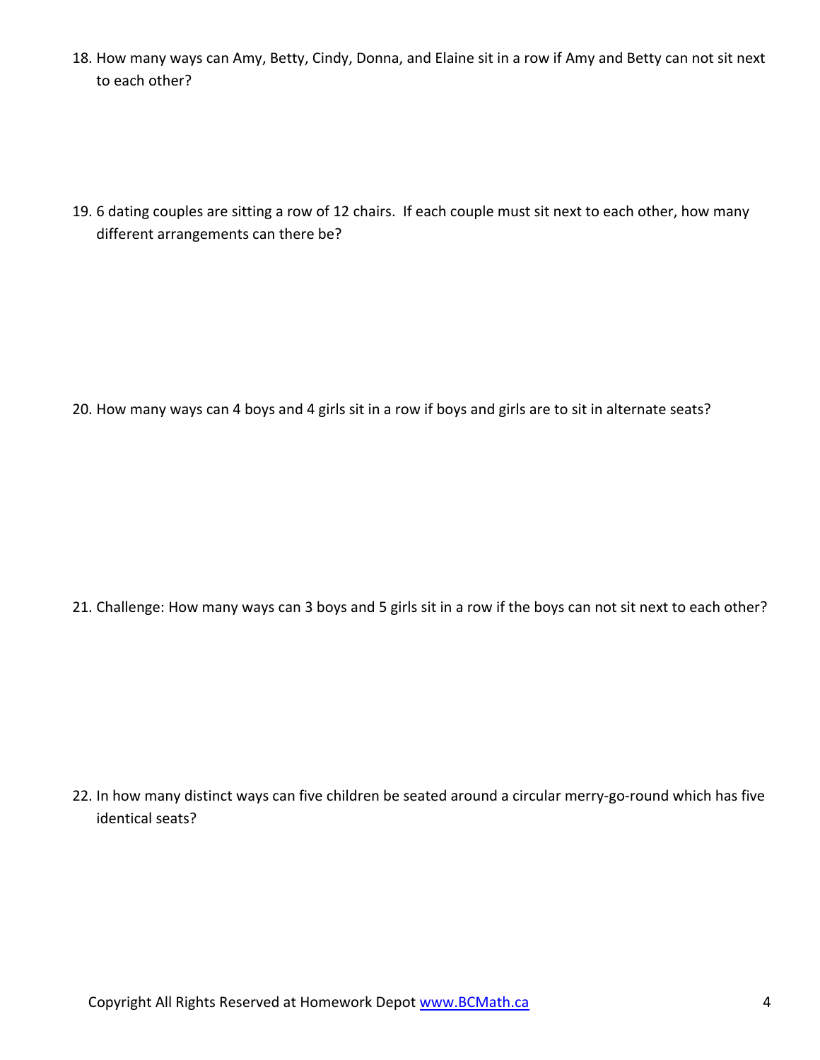18. How many ways can Amy, Betty, Cindy, Donna, and Elaine sit in a row if Amy and Betty can not sit next to each other?

19. 6 dating couples are sitting a row of 12 chairs. If each couple must sit next to each other, how many different arrangements can there be?

20. How many ways can 4 boys and 4 girls sit in a row if boys and girls are to sit in alternate seats?

21. Challenge: How many ways can 3 boys and 5 girls sit in a row if the boys can not sit next to each other?

22. In how many distinct ways can five children be seated around a circular merry-go-round which has five identical seats?